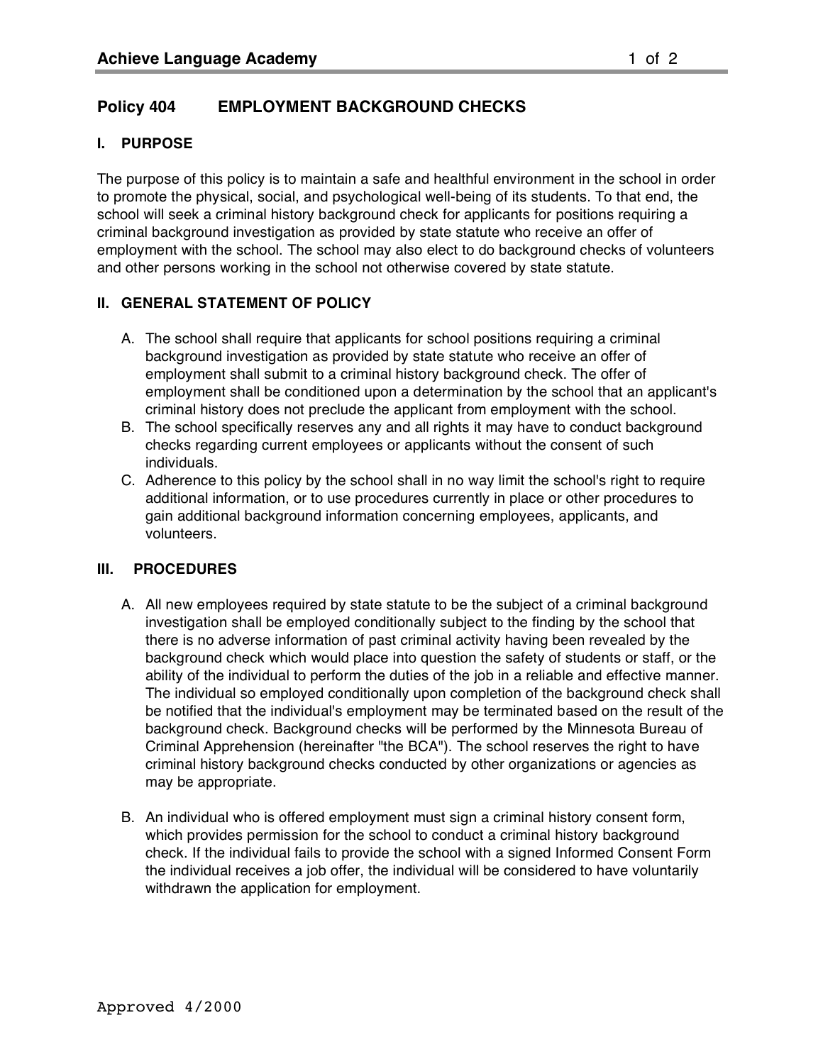# Policy 404 EMPLOYMENT BACKGROUND CHECKS

## I. PURPOSE

The purpose of this policy is to maintain a safe and healthful environment in the school in order to promote the physical, social, and psychological well-being of its students. To that end, the school will seek a criminal history background check for applicants for positions requiring a criminal background investigation as provided by state statute who receive an offer of employment with the school. The school may also elect to do background checks of volunteers and other persons working in the school not otherwise covered by state statute.

## II. GENERAL STATEMENT OF POLICY

A. The school shall require that applicants for school positions requiring a criminal background investigation as provided by state statute who receive an offer of employment shall submit to a criminal history background check. The offer of employment shall be conditioned upon a determination by the school that an applicant's criminal history does not preclude the applicant from employment with the school.

B. The school specifically reserves any and all rights it may have to conduct background checks regarding current employees or applicants without the consent of such individuals.

C. Adherence to this policy by the school shall in no way limit the school's right to require additional information, or to use procedures currently in place or other procedures to gain additional background information concerning employees, applicants, and volunteers.

## III. PROCEDURES

A. All new employees required by state statute to be the subject of a criminal background investigation shall be employed conditionally subject to the finding by the school that there is no adverse information of past criminal activity having been revealed by the background check which would place into question the safety of students or staff, or the ability of the individual to perform the duties of the job in a reliable and effective manner. The individual so employed conditionally upon completion of the background check shall be notified that the individual's employment may be terminated based on the result of the background check. Background checks will be performed by the Minnesota Bureau of Criminal Apprehension (hereinafter "the BCA"). The school reserves the right to have criminal history background checks conducted by other organizations or agencies as may be appropriate.

B. An individual who is offered employment must sign a criminal history consent form, which provides permission for the school to conduct a criminal history background check. If the individual fails to provide the school with a signed Informed Consent Form the individual receives a job offer, the individual will be considered to have voluntarily withdrawn the application for employment.

Approved 4/2000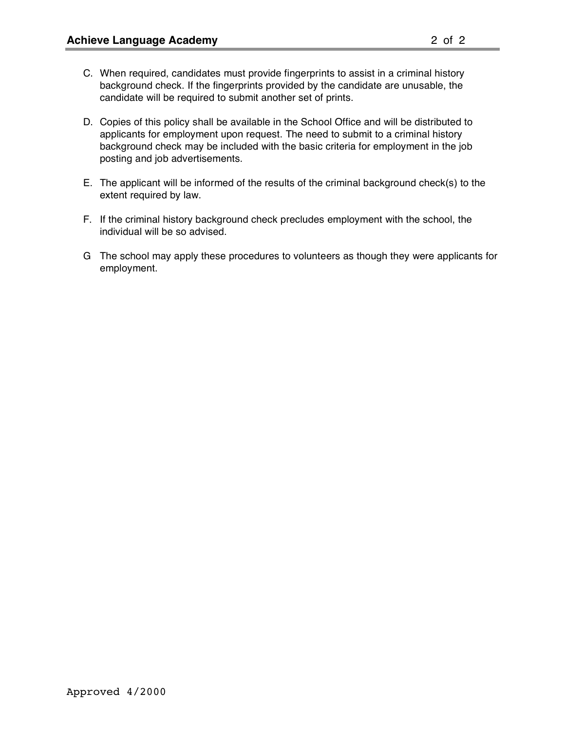C. When required, candidates must provide fingerprints to assist in a criminal history background check. If the fingerprints provided by the candidate are unusable, the candidate will be required to submit another set of prints.

D. Copies of this policy shall be available in the School Office and will be distributed to applicants for employment upon request. The need to submit to a criminal history background check may be included with the basic criteria for employment in the job posting and job advertisements.

E. The applicant will be informed of the results of the criminal background check(s) to the extent required by law.

F. If the criminal history background check precludes employment with the school, the individual will be so advised.

G The school may apply these procedures to volunteers as though they were applicants for employment.

Approved 4/2000